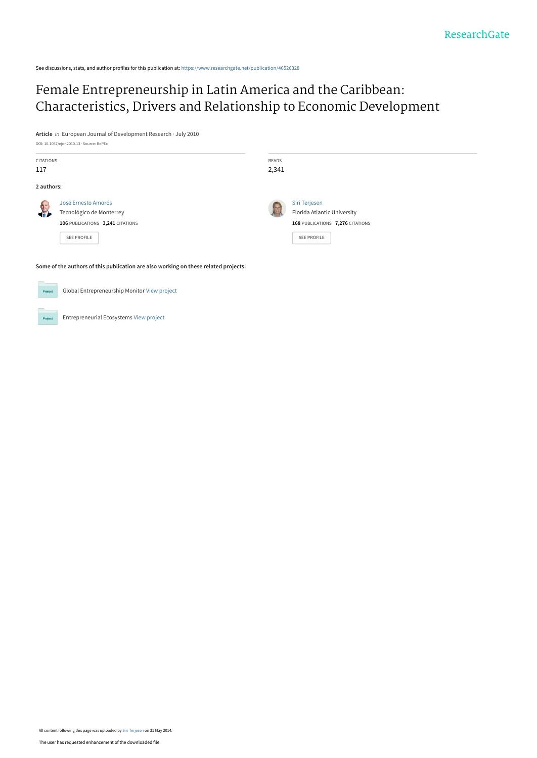See discussions, stats, and author profiles for this publication at: https://www.researchgate.net/publication/46526328

# Female Entrepreneurship in Latin America and the Caribbean: Characteristics, Drivers and Relationship to Economic Development

**Article** *in* European Journal of Development Research · July 2010

DOI: 10.1057/ejdr.2010.13 · Source: RePEc

| CITATIONS | READS |
| --- | --- |
| 117 | 2,341 |

**2 authors:**

José Ernesto Amorós
Tecnológico de Monterrey
**106** PUBLICATIONS **3,241** CITATIONS

SEE PROFILE

Siri Terjesen
Florida Atlantic University
**168** PUBLICATIONS **7,276** CITATIONS

SEE PROFILE

**Some of the authors of this publication are also working on these related projects:**

Global Entrepreneurship Monitor View project

Entrepreneurial Ecosystems View project

All content following this page was uploaded by Siri Terjesen on 31 May 2014.

The user has requested enhancement of the downloaded file.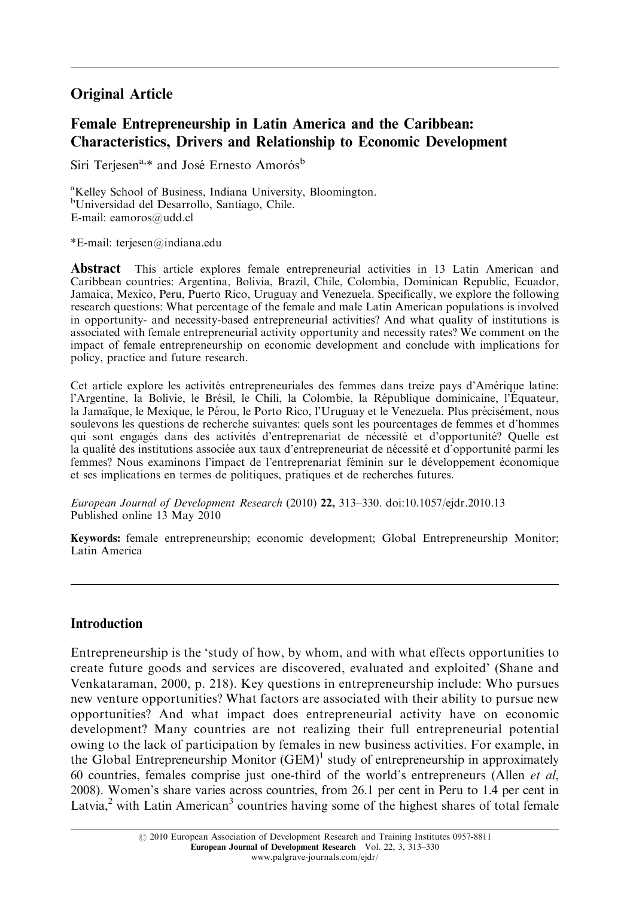## Original Article

# Female Entrepreneurship in Latin America and the Caribbean: Characteristics, Drivers and Relationship to Economic Development

Siri Terjesen[a,*] and José Ernesto Amorós[b]

[a]Kelley School of Business, Indiana University, Bloomington.
[b]Universidad del Desarrollo, Santiago, Chile.
E-mail: eamoros@udd.cl

*E-mail: terjesen@indiana.edu

**Abstract** This article explores female entrepreneurial activities in 13 Latin American and Caribbean countries: Argentina, Bolivia, Brazil, Chile, Colombia, Dominican Republic, Ecuador, Jamaica, Mexico, Peru, Puerto Rico, Uruguay and Venezuela. Specifically, we explore the following research questions: What percentage of the female and male Latin American populations is involved in opportunity- and necessity-based entrepreneurial activities? And what quality of institutions is associated with female entrepreneurial activity opportunity and necessity rates? We comment on the impact of female entrepreneurship on economic development and conclude with implications for policy, practice and future research.

Cet article explore les activités entrepreneuriales des femmes dans treize pays d'Amérique latine: l'Argentine, la Bolivie, le Brésil, le Chili, la Colombie, la République dominicaine, l'Équateur, la Jamaïque, le Mexique, le Pérou, le Porto Rico, l'Uruguay et le Venezuela. Plus précisément, nous soulevons les questions de recherche suivantes: quels sont les pourcentages de femmes et d'hommes qui sont engagés dans des activités d'entreprenariat de nécessité et d'opportunité? Quelle est la qualité des institutions associée aux taux d'entrepreneuriat de nécessité et d'opportunité parmi les femmes? Nous examinons l'impact de l'entreprenariat féminin sur le développement économique et ses implications en termes de politiques, pratiques et de recherches futures.

*European Journal of Development Research* (2010) **22,** 313–330. doi:10.1057/ejdr.2010.13
Published online 13 May 2010

**Keywords:** female entrepreneurship; economic development; Global Entrepreneurship Monitor; Latin America

## Introduction

Entrepreneurship is the 'study of how, by whom, and with what effects opportunities to create future goods and services are discovered, evaluated and exploited' (Shane and Venkataraman, 2000, p. 218). Key questions in entrepreneurship include: Who pursues new venture opportunities? What factors are associated with their ability to pursue new opportunities? And what impact does entrepreneurial activity have on economic development? Many countries are not realizing their full entrepreneurial potential owing to the lack of participation by females in new business activities. For example, in the Global Entrepreneurship Monitor (GEM)[1] study of entrepreneurship in approximately 60 countries, females comprise just one-third of the world's entrepreneurs (Allen *et al*, 2008). Women's share varies across countries, from 26.1 per cent in Peru to 1.4 per cent in Latvia,[2] with Latin American[3] countries having some of the highest shares of total female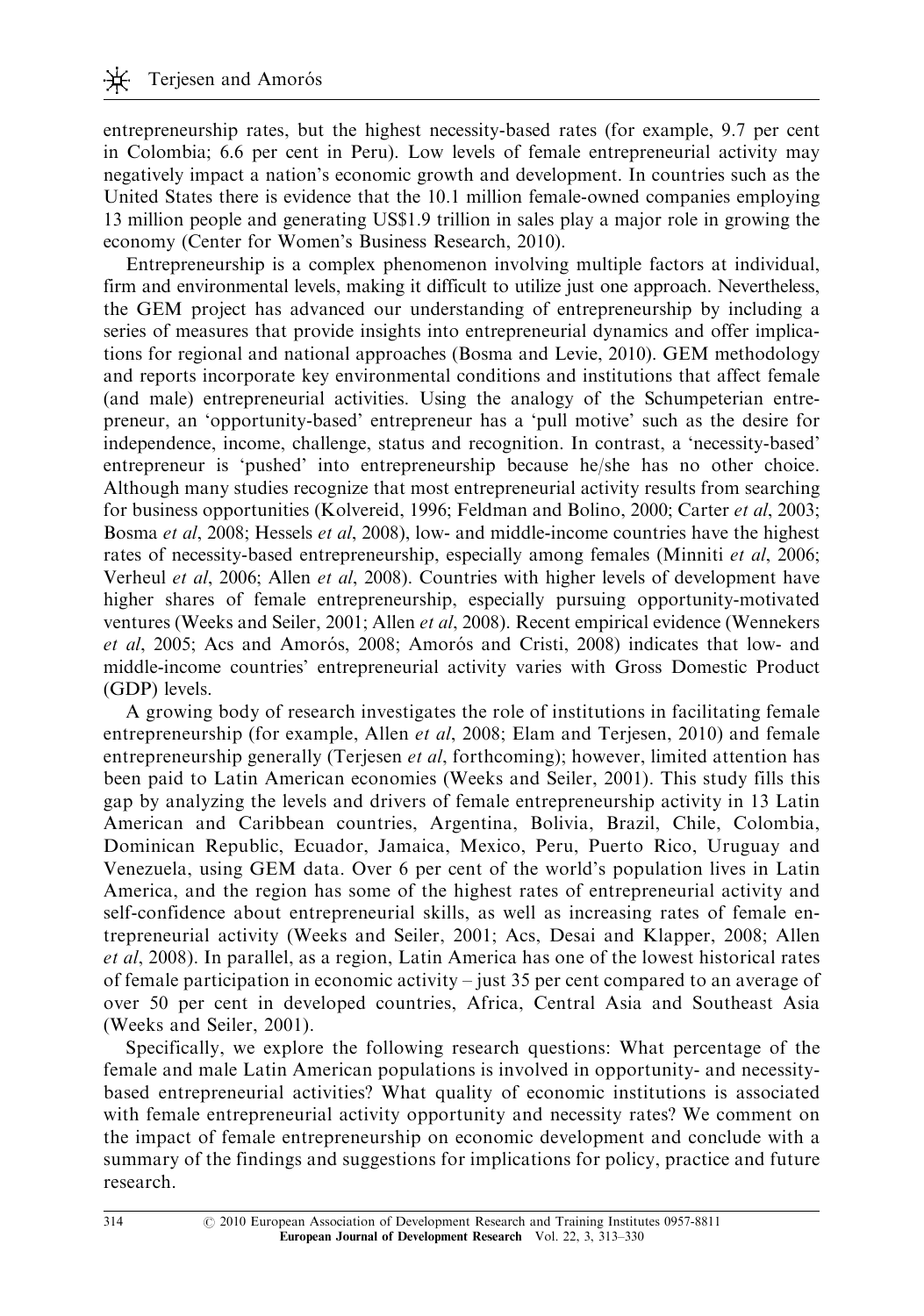entrepreneurship rates, but the highest necessity-based rates (for example, 9.7 per cent in Colombia; 6.6 per cent in Peru). Low levels of female entrepreneurial activity may negatively impact a nation's economic growth and development. In countries such as the United States there is evidence that the 10.1 million female-owned companies employing 13 million people and generating US$1.9 trillion in sales play a major role in growing the economy (Center for Women's Business Research, 2010).

Entrepreneurship is a complex phenomenon involving multiple factors at individual, firm and environmental levels, making it difficult to utilize just one approach. Nevertheless, the GEM project has advanced our understanding of entrepreneurship by including a series of measures that provide insights into entrepreneurial dynamics and offer implications for regional and national approaches (Bosma and Levie, 2010). GEM methodology and reports incorporate key environmental conditions and institutions that affect female (and male) entrepreneurial activities. Using the analogy of the Schumpeterian entrepreneur, an 'opportunity-based' entrepreneur has a 'pull motive' such as the desire for independence, income, challenge, status and recognition. In contrast, a 'necessity-based' entrepreneur is 'pushed' into entrepreneurship because he/she has no other choice. Although many studies recognize that most entrepreneurial activity results from searching for business opportunities (Kolvereid, 1996; Feldman and Bolino, 2000; Carter *et al*, 2003; Bosma *et al*, 2008; Hessels *et al*, 2008), low- and middle-income countries have the highest rates of necessity-based entrepreneurship, especially among females (Minniti *et al*, 2006; Verheul *et al*, 2006; Allen *et al*, 2008). Countries with higher levels of development have higher shares of female entrepreneurship, especially pursuing opportunity-motivated ventures (Weeks and Seiler, 2001; Allen *et al*, 2008). Recent empirical evidence (Wennekers *et al*, 2005; Acs and Amorós, 2008; Amorós and Cristi, 2008) indicates that low- and middle-income countries' entrepreneurial activity varies with Gross Domestic Product (GDP) levels.

A growing body of research investigates the role of institutions in facilitating female entrepreneurship (for example, Allen *et al*, 2008; Elam and Terjesen, 2010) and female entrepreneurship generally (Terjesen *et al*, forthcoming); however, limited attention has been paid to Latin American economies (Weeks and Seiler, 2001). This study fills this gap by analyzing the levels and drivers of female entrepreneurship activity in 13 Latin American and Caribbean countries, Argentina, Bolivia, Brazil, Chile, Colombia, Dominican Republic, Ecuador, Jamaica, Mexico, Peru, Puerto Rico, Uruguay and Venezuela, using GEM data. Over 6 per cent of the world's population lives in Latin America, and the region has some of the highest rates of entrepreneurial activity and self-confidence about entrepreneurial skills, as well as increasing rates of female entrepreneurial activity (Weeks and Seiler, 2001; Acs, Desai and Klapper, 2008; Allen *et al*, 2008). In parallel, as a region, Latin America has one of the lowest historical rates of female participation in economic activity – just 35 per cent compared to an average of over 50 per cent in developed countries, Africa, Central Asia and Southeast Asia (Weeks and Seiler, 2001).

Specifically, we explore the following research questions: What percentage of the female and male Latin American populations is involved in opportunity- and necessity-based entrepreneurial activities? What quality of economic institutions is associated with female entrepreneurial activity opportunity and necessity rates? We comment on the impact of female entrepreneurship on economic development and conclude with a summary of the findings and suggestions for implications for policy, practice and future research.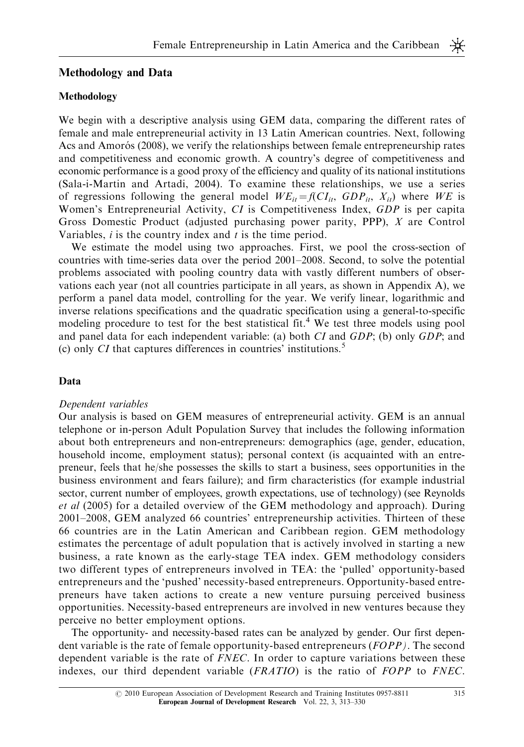## Methodology and Data

### Methodology

We begin with a descriptive analysis using GEM data, comparing the different rates of female and male entrepreneurial activity in 13 Latin American countries. Next, following Acs and Amorós (2008), we verify the relationships between female entrepreneurship rates and competitiveness and economic growth. A country's degree of competitiveness and economic performance is a good proxy of the efficiency and quality of its national institutions (Sala-i-Martin and Artadi, 2004). To examine these relationships, we use a series of regressions following the general model $WE_{it} = f(CI_{it}, GDP_{it}, X_{it})$ where $WE$ is Women's Entrepreneurial Activity, $CI$ is Competitiveness Index, $GDP$ is per capita Gross Domestic Product (adjusted purchasing power parity, PPP), $X$ are Control Variables, $i$ is the country index and $t$ is the time period.

We estimate the model using two approaches. First, we pool the cross-section of countries with time-series data over the period 2001–2008. Second, to solve the potential problems associated with pooling country data with vastly different numbers of observations each year (not all countries participate in all years, as shown in Appendix A), we perform a panel data model, controlling for the year. We verify linear, logarithmic and inverse relations specifications and the quadratic specification using a general-to-specific modeling procedure to test for the best statistical fit.[4] We test three models using pool and panel data for each independent variable: (a) both *CI* and *GDP*; (b) only *GDP*; and (c) only *CI* that captures differences in countries' institutions.[5]

### Data

*Dependent variables*

Our analysis is based on GEM measures of entrepreneurial activity. GEM is an annual telephone or in-person Adult Population Survey that includes the following information about both entrepreneurs and non-entrepreneurs: demographics (age, gender, education, household income, employment status); personal context (is acquainted with an entrepreneur, feels that he/she possesses the skills to start a business, sees opportunities in the business environment and fears failure); and firm characteristics (for example industrial sector, current number of employees, growth expectations, use of technology) (see Reynolds *et al* (2005) for a detailed overview of the GEM methodology and approach). During 2001–2008, GEM analyzed 66 countries' entrepreneurship activities. Thirteen of these 66 countries are in the Latin American and Caribbean region. GEM methodology estimates the percentage of adult population that is actively involved in starting a new business, a rate known as the early-stage TEA index. GEM methodology considers two different types of entrepreneurs involved in TEA: the 'pulled' opportunity-based entrepreneurs and the 'pushed' necessity-based entrepreneurs. Opportunity-based entrepreneurs have taken actions to create a new venture pursuing perceived business opportunities. Necessity-based entrepreneurs are involved in new ventures because they perceive no better employment options.

The opportunity- and necessity-based rates can be analyzed by gender. Our first dependent variable is the rate of female opportunity-based entrepreneurs (*FOPP*). The second dependent variable is the rate of *FNEC*. In order to capture variations between these indexes, our third dependent variable (*FRATIO*) is the ratio of *FOPP* to *FNEC*.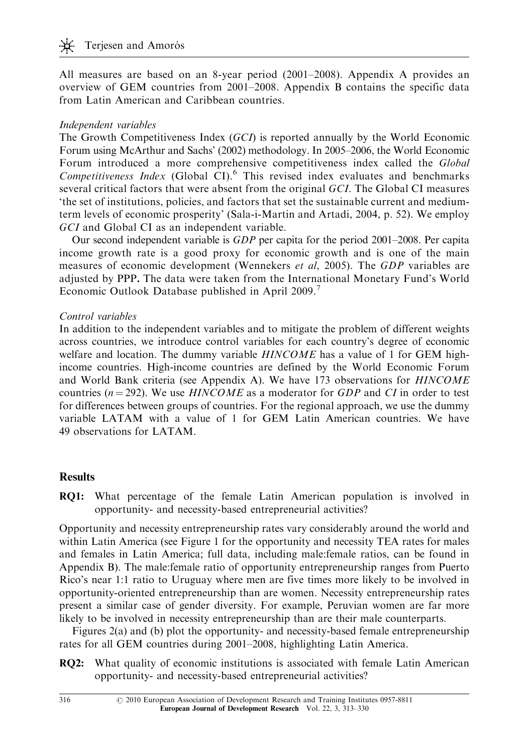All measures are based on an 8-year period (2001–2008). Appendix A provides an overview of GEM countries from 2001–2008. Appendix B contains the specific data from Latin American and Caribbean countries.

*Independent variables*

The Growth Competitiveness Index (*GCI*) is reported annually by the World Economic Forum using McArthur and Sachs' (2002) methodology. In 2005–2006, the World Economic Forum introduced a more comprehensive competitiveness index called the *Global Competitiveness Index* (Global CI).[6] This revised index evaluates and benchmarks several critical factors that were absent from the original *GCI*. The Global CI measures 'the set of institutions, policies, and factors that set the sustainable current and medium-term levels of economic prosperity' (Sala-i-Martin and Artadi, 2004, p. 52). We employ *GCI* and Global CI as an independent variable.

Our second independent variable is *GDP* per capita for the period 2001–2008. Per capita income growth rate is a good proxy for economic growth and is one of the main measures of economic development (Wennekers *et al*, 2005). The *GDP* variables are adjusted by PPP. The data were taken from the International Monetary Fund's World Economic Outlook Database published in April 2009.[7]

*Control variables*

In addition to the independent variables and to mitigate the problem of different weights across countries, we introduce control variables for each country's degree of economic welfare and location. The dummy variable *HINCOME* has a value of 1 for GEM high-income countries. High-income countries are defined by the World Economic Forum and World Bank criteria (see Appendix A). We have 173 observations for *HINCOME* countries ($n = 292$). We use *HINCOME* as a moderator for *GDP* and *CI* in order to test for differences between groups of countries. For the regional approach, we use the dummy variable LATAM with a value of 1 for GEM Latin American countries. We have 49 observations for LATAM.

## Results

**RQ1:** What percentage of the female Latin American population is involved in opportunity- and necessity-based entrepreneurial activities?

Opportunity and necessity entrepreneurship rates vary considerably around the world and within Latin America (see Figure 1 for the opportunity and necessity TEA rates for males and females in Latin America; full data, including male:female ratios, can be found in Appendix B). The male:female ratio of opportunity entrepreneurship ranges from Puerto Rico's near 1:1 ratio to Uruguay where men are five times more likely to be involved in opportunity-oriented entrepreneurship than are women. Necessity entrepreneurship rates present a similar case of gender diversity. For example, Peruvian women are far more likely to be involved in necessity entrepreneurship than are their male counterparts.

Figures 2(a) and (b) plot the opportunity- and necessity-based female entrepreneurship rates for all GEM countries during 2001–2008, highlighting Latin America.

**RQ2:** What quality of economic institutions is associated with female Latin American opportunity- and necessity-based entrepreneurial activities?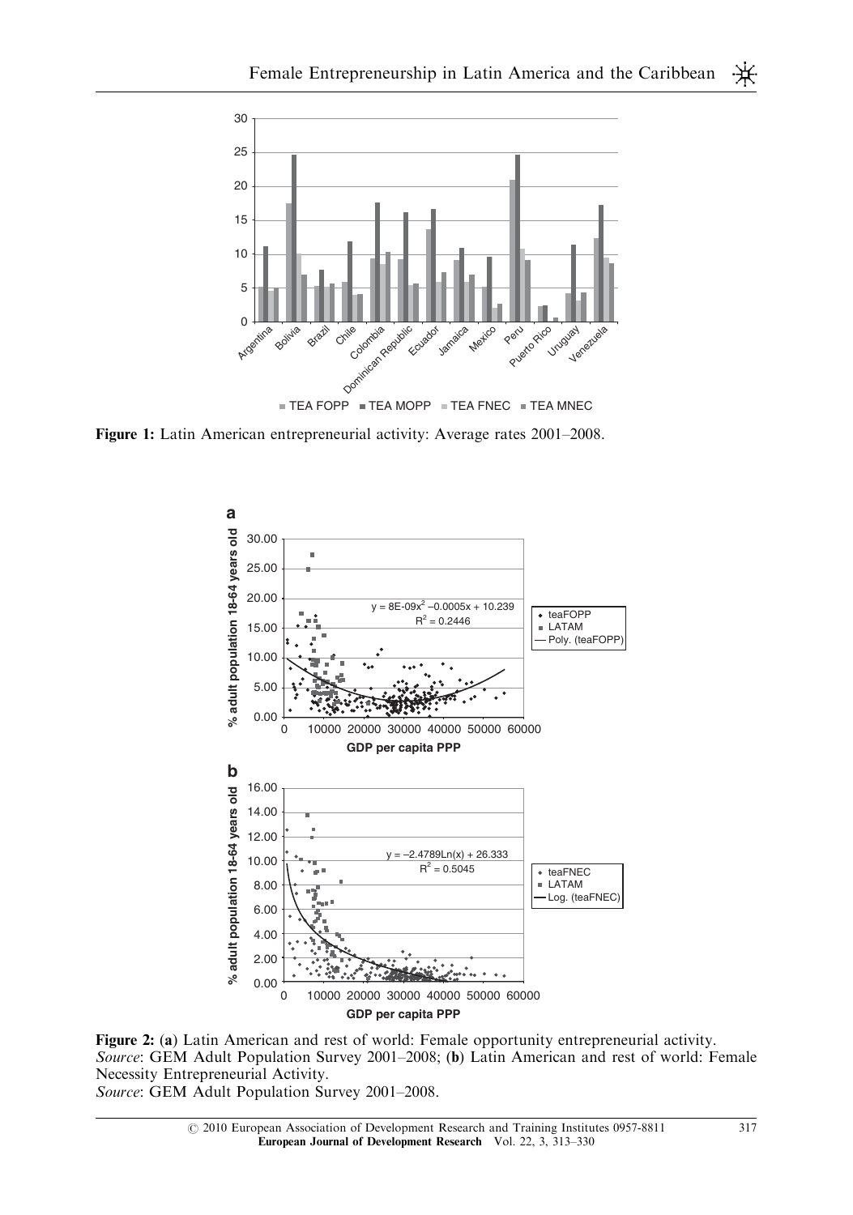**Figure 1:** Latin American entrepreneurial activity: Average rates 2001–2008.

**Figure 2:** (**a**) Latin American and rest of world: Female opportunity entrepreneurial activity. *Source*: GEM Adult Population Survey 2001–2008; (**b**) Latin American and rest of world: Female Necessity Entrepreneurial Activity.
*Source*: GEM Adult Population Survey 2001–2008.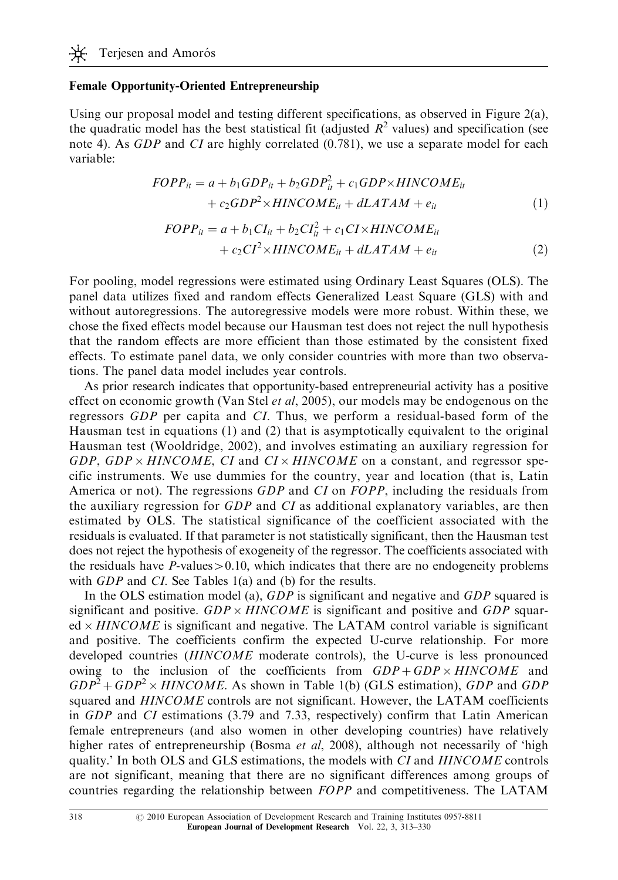### Female Opportunity-Oriented Entrepreneurship

Using our proposal model and testing different specifications, as observed in Figure 2(a), the quadratic model has the best statistical fit (adjusted $R^2$ values) and specification (see note 4). As *GDP* and *CI* are highly correlated (0.781), we use a separate model for each variable:

$$FOPP_{it} = a + b_1 GDP_{it} + b_2 GDP_{it}^2 + c_1 GDP \times HINCOME_{it} + c_2 GDP^2 \times HINCOME_{it} + dLATAM + e_{it} \quad (1)$$

$$FOPP_{it} = a + b_1 CI_{it} + b_2 CI_{it}^2 + c_1 CI \times HINCOME_{it} + c_2 CI^2 \times HINCOME_{it} + dLATAM + e_{it} \quad (2)$$

For pooling, model regressions were estimated using Ordinary Least Squares (OLS). The panel data utilizes fixed and random effects Generalized Least Square (GLS) with and without autoregressions. The autoregressive models were more robust. Within these, we chose the fixed effects model because our Hausman test does not reject the null hypothesis that the random effects are more efficient than those estimated by the consistent fixed effects. To estimate panel data, we only consider countries with more than two observations. The panel data model includes year controls.

As prior research indicates that opportunity-based entrepreneurial activity has a positive effect on economic growth (Van Stel *et al*, 2005), our models may be endogenous on the regressors *GDP* per capita and *CI*. Thus, we perform a residual-based form of the Hausman test in equations (1) and (2) that is asymptotically equivalent to the original Hausman test (Wooldridge, 2002), and involves estimating an auxiliary regression for *GDP*, $GDP \times HINCOME$, *CI* and $CI \times HINCOME$ on a constant, and regressor specific instruments. We use dummies for the country, year and location (that is, Latin America or not). The regressions *GDP* and *CI* on *FOPP*, including the residuals from the auxiliary regression for *GDP* and *CI* as additional explanatory variables, are then estimated by OLS. The statistical significance of the coefficient associated with the residuals is evaluated. If that parameter is not statistically significant, then the Hausman test does not reject the hypothesis of exogeneity of the regressor. The coefficients associated with the residuals have $P$-values$>0.10$, which indicates that there are no endogeneity problems with *GDP* and *CI*. See Tables 1(a) and (b) for the results.

In the OLS estimation model (a), *GDP* is significant and negative and *GDP* squared is significant and positive. $GDP \times HINCOME$ is significant and positive and *GDP* squared $\times$ *HINCOME* is significant and negative. The LATAM control variable is significant and positive. The coefficients confirm the expected U-curve relationship. For more developed countries (*HINCOME* moderate controls), the U-curve is less pronounced owing to the inclusion of the coefficients from $GDP + GDP \times HINCOME$ and $GDP^2 + GDP^2 \times HINCOME$. As shown in Table 1(b) (GLS estimation), *GDP* and *GDP* squared and *HINCOME* controls are not significant. However, the LATAM coefficients in *GDP* and *CI* estimations (3.79 and 7.33, respectively) confirm that Latin American female entrepreneurs (and also women in other developing countries) have relatively higher rates of entrepreneurship (Bosma *et al*, 2008), although not necessarily of 'high quality.' In both OLS and GLS estimations, the models with *CI* and *HINCOME* controls are not significant, meaning that there are no significant differences among groups of countries regarding the relationship between *FOPP* and competitiveness. The LATAM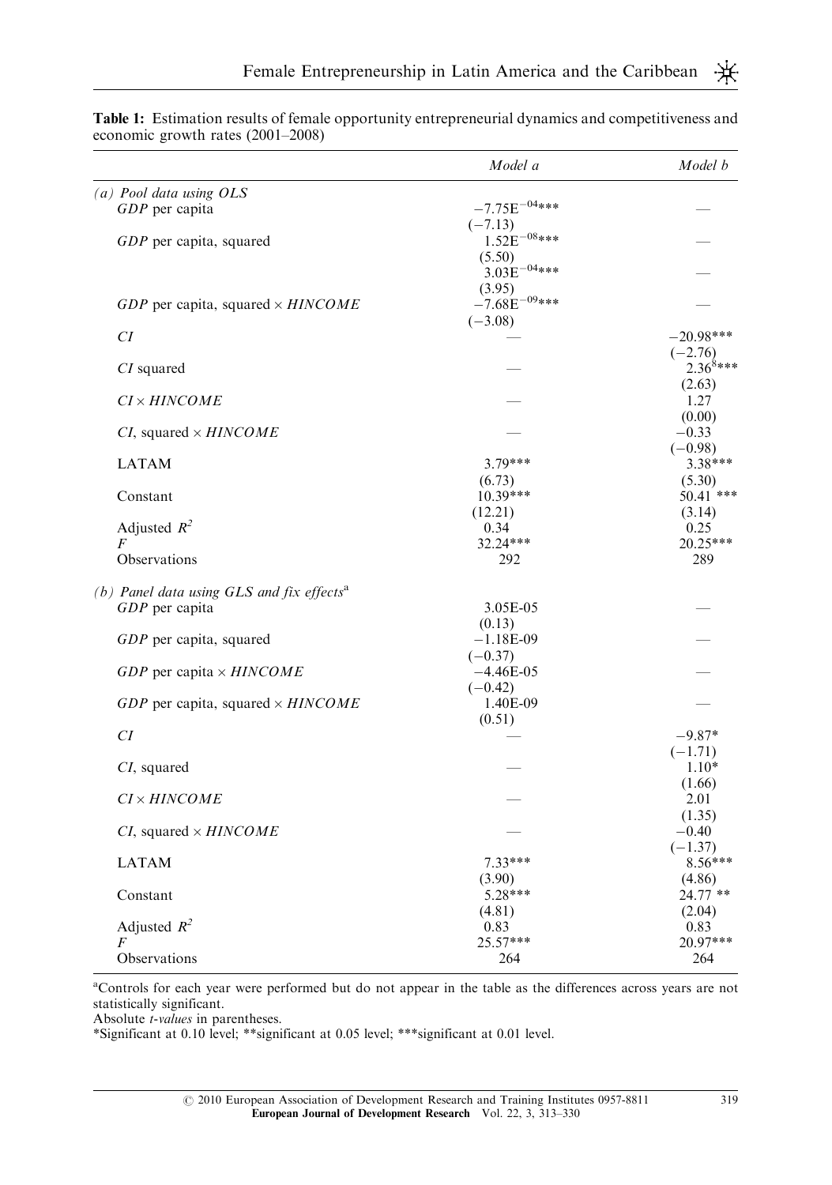**Table 1:** Estimation results of female opportunity entrepreneurial dynamics and competitiveness and economic growth rates (2001–2008)

| | *Model a* | *Model b* |
|---|---|---|
| *(a) Pool data using OLS* | | |
| *GDP* per capita | $-7.75E^{-04}$*** | — |
| | (−7.13) | |
| *GDP* per capita, squared | $1.52E^{-08}$*** | — |
| | (5.50) | |
| | $3.03E^{-04}$*** | — |
| | (3.95) | |
| *GDP* per capita, squared × *HINCOME* | $-7.68E^{-09}$*** | — |
| | (−3.08) | |
| *CI* | — | −20.98*** |
| | | (−2.76) |
| *CI* squared | — | $2.36^{8}$*** |
| | | (2.63) |
| *CI* × *HINCOME* | — | 1.27 |
| | | (0.00) |
| *CI*, squared × *HINCOME* | — | −0.33 |
| | | (−0.98) |
| LATAM | 3.79*** | 3.38*** |
| | (6.73) | (5.30) |
| Constant | 10.39*** | 50.41 *** |
| | (12.21) | (3.14) |
| Adjusted $R^2$ | 0.34 | 0.25 |
| $F$ | 32.24*** | 20.25*** |
| Observations | 292 | 289 |
| *(b) Panel data using GLS and fix effects*[a] | | |
| *GDP* per capita | 3.05E-05 | — |
| | (0.13) | |
| *GDP* per capita, squared | −1.18E-09 | — |
| | (−0.37) | |
| *GDP* per capita × *HINCOME* | −4.46E-05 | — |
| | (−0.42) | |
| *GDP* per capita, squared × *HINCOME* | 1.40E-09 | — |
| | (0.51) | |
| *CI* | — | −9.87* |
| | | (−1.71) |
| *CI*, squared | — | 1.10* |
| | | (1.66) |
| *CI* × *HINCOME* | — | 2.01 |
| | | (1.35) |
| *CI*, squared × *HINCOME* | — | −0.40 |
| | | (−1.37) |
| LATAM | 7.33*** | 8.56*** |
| | (3.90) | (4.86) |
| Constant | 5.28*** | 24.77 ** |
| | (4.81) | (2.04) |
| Adjusted $R^2$ | 0.83 | 0.83 |
| $F$ | 25.57*** | 20.97*** |
| Observations | 264 | 264 |

[a]Controls for each year were performed but do not appear in the table as the differences across years are not statistically significant.

Absolute *t-values* in parentheses.

*Significant at 0.10 level; **significant at 0.05 level; ***significant at 0.01 level.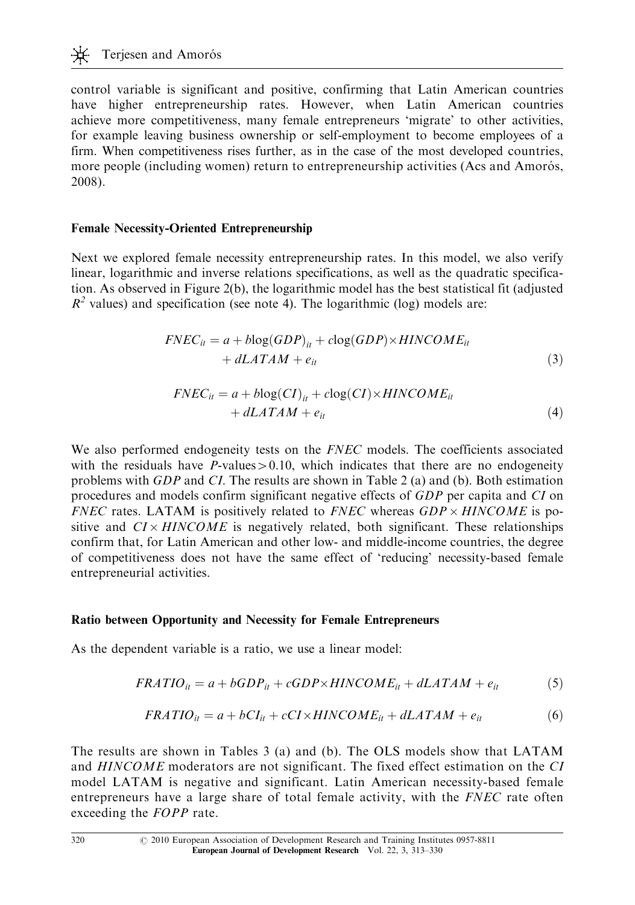control variable is significant and positive, confirming that Latin American countries have higher entrepreneurship rates. However, when Latin American countries achieve more competitiveness, many female entrepreneurs 'migrate' to other activities, for example leaving business ownership or self-employment to become employees of a firm. When competitiveness rises further, as in the case of the most developed countries, more people (including women) return to entrepreneurship activities (Acs and Amorós, 2008).

### Female Necessity-Oriented Entrepreneurship

Next we explored female necessity entrepreneurship rates. In this model, we also verify linear, logarithmic and inverse relations specifications, as well as the quadratic specification. As observed in Figure 2(b), the logarithmic model has the best statistical fit (adjusted $R^2$ values) and specification (see note 4). The logarithmic (log) models are:

$$FNEC_{it} = a + b\log(GDP)_{it} + c\log(GDP)\times HINCOME_{it} + dLATAM + e_{it} \tag{3}$$

$$FNEC_{it} = a + b\log(CI)_{it} + c\log(CI)\times HINCOME_{it} + dLATAM + e_{it} \tag{4}$$

We also performed endogeneity tests on the *FNEC* models. The coefficients associated with the residuals have $P$-values$>0.10$, which indicates that there are no endogeneity problems with *GDP* and *CI*. The results are shown in Table 2 (a) and (b). Both estimation procedures and models confirm significant negative effects of *GDP* per capita and *CI* on *FNEC* rates. LATAM is positively related to *FNEC* whereas $GDP \times HINCOME$ is positive and $CI \times HINCOME$ is negatively related, both significant. These relationships confirm that, for Latin American and other low- and middle-income countries, the degree of competitiveness does not have the same effect of 'reducing' necessity-based female entrepreneurial activities.

### Ratio between Opportunity and Necessity for Female Entrepreneurs

As the dependent variable is a ratio, we use a linear model:

$$FRATIO_{it} = a + bGDP_{it} + cGDP\times HINCOME_{it} + dLATAM + e_{it} \tag{5}$$

$$FRATIO_{it} = a + bCI_{it} + cCI\times HINCOME_{it} + dLATAM + e_{it} \tag{6}$$

The results are shown in Tables 3 (a) and (b). The OLS models show that LATAM and *HINCOME* moderators are not significant. The fixed effect estimation on the *CI* model LATAM is negative and significant. Latin American necessity-based female entrepreneurs have a large share of total female activity, with the *FNEC* rate often exceeding the *FOPP* rate.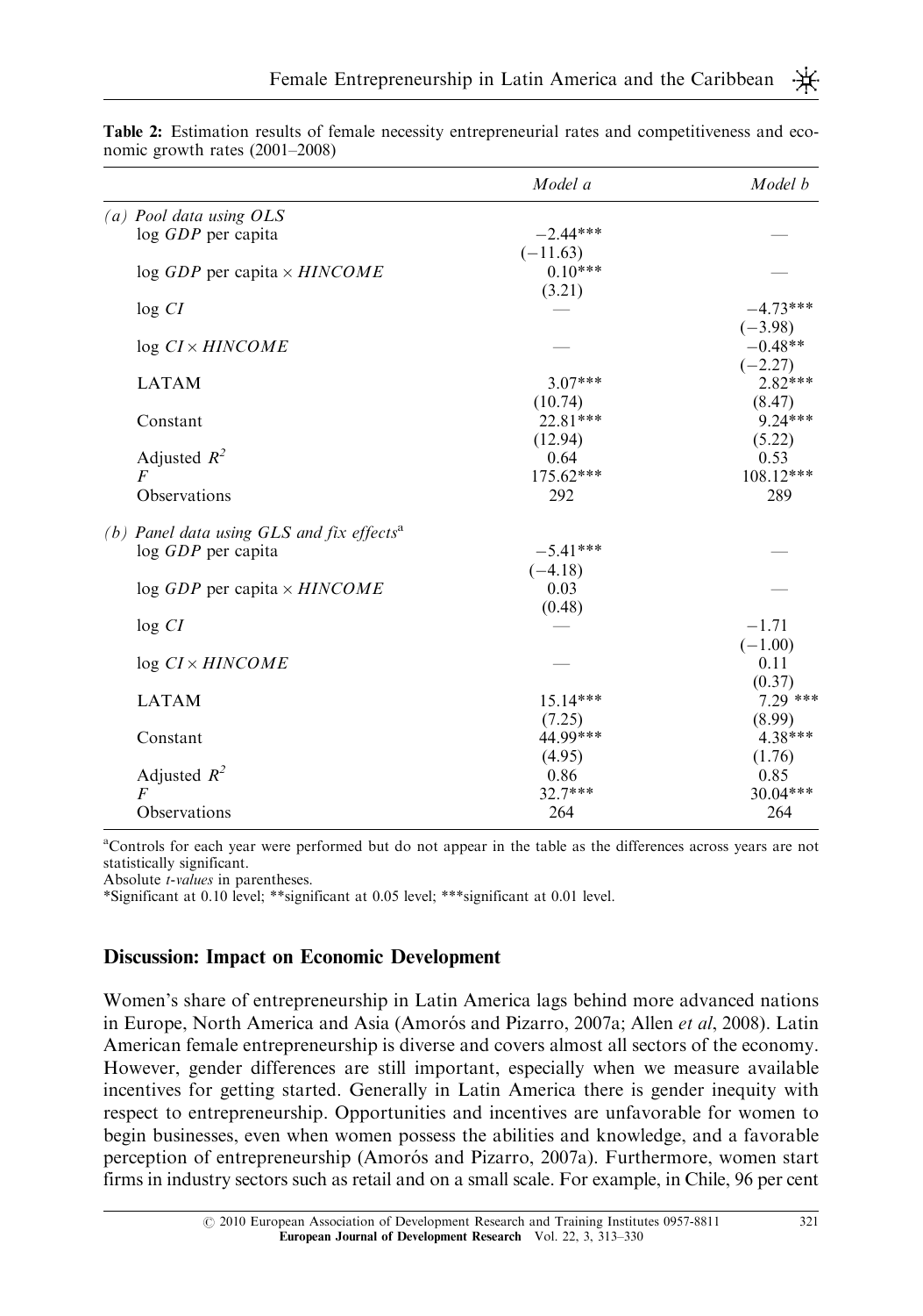**Table 2:** Estimation results of female necessity entrepreneurial rates and competitiveness and economic growth rates (2001–2008)

| | *Model a* | *Model b* |
|---|---|---|
| *(a) Pool data using OLS* | | |
| log *GDP* per capita | −2.44*** | — |
| | (−11.63) | |
| log *GDP* per capita × *HINCOME* | 0.10*** | — |
| | (3.21) | |
| log *CI* | — | −4.73*** |
| | | (−3.98) |
| log *CI* × *HINCOME* | — | −0.48** |
| | | (−2.27) |
| LATAM | 3.07*** | 2.82*** |
| | (10.74) | (8.47) |
| Constant | 22.81*** | 9.24*** |
| | (12.94) | (5.22) |
| Adjusted $R^2$ | 0.64 | 0.53 |
| *F* | 175.62*** | 108.12*** |
| Observations | 292 | 289 |
| *(b) Panel data using GLS and fix effects*[a] | | |
| log *GDP* per capita | −5.41*** | — |
| | (−4.18) | |
| log *GDP* per capita × *HINCOME* | 0.03 | — |
| | (0.48) | |
| log *CI* | — | −1.71 |
| | | (−1.00) |
| log *CI* × *HINCOME* | — | 0.11 |
| | | (0.37) |
| LATAM | 15.14*** | 7.29 *** |
| | (7.25) | (8.99) |
| Constant | 44.99*** | 4.38*** |
| | (4.95) | (1.76) |
| Adjusted $R^2$ | 0.86 | 0.85 |
| *F* | 32.7*** | 30.04*** |
| Observations | 264 | 264 |

[a]Controls for each year were performed but do not appear in the table as the differences across years are not statistically significant.
Absolute *t-values* in parentheses.
*Significant at 0.10 level; **significant at 0.05 level; ***significant at 0.01 level.

## Discussion: Impact on Economic Development

Women's share of entrepreneurship in Latin America lags behind more advanced nations in Europe, North America and Asia (Amorós and Pizarro, 2007a; Allen *et al*, 2008). Latin American female entrepreneurship is diverse and covers almost all sectors of the economy. However, gender differences are still important, especially when we measure available incentives for getting started. Generally in Latin America there is gender inequity with respect to entrepreneurship. Opportunities and incentives are unfavorable for women to begin businesses, even when women possess the abilities and knowledge, and a favorable perception of entrepreneurship (Amorós and Pizarro, 2007a). Furthermore, women start firms in industry sectors such as retail and on a small scale. For example, in Chile, 96 per cent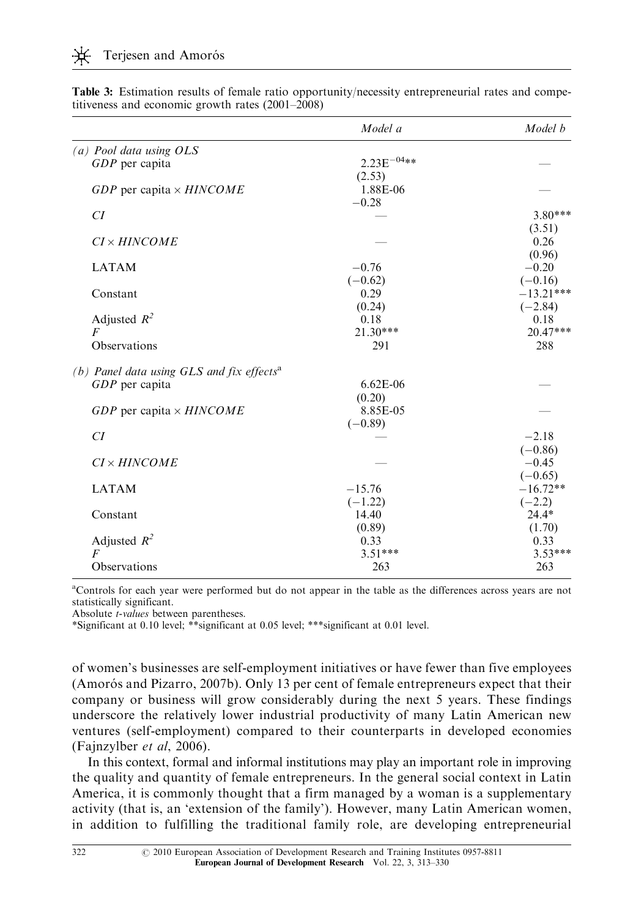**Table 3:** Estimation results of female ratio opportunity/necessity entrepreneurial rates and competitiveness and economic growth rates (2001–2008)

| | *Model a* | *Model b* |
|---|---|---|
| *(a) Pool data using OLS* | | |
| *GDP* per capita | $2.23E^{-04}$** | — |
| | (2.53) | |
| *GDP* per capita × *HINCOME* | 1.88E-06 | — |
| | −0.28 | |
| *CI* | — | 3.80*** |
| | | (3.51) |
| *CI* × *HINCOME* | — | 0.26 |
| | | (0.96) |
| LATAM | −0.76 | −0.20 |
| | (−0.62) | (−0.16) |
| Constant | 0.29 | −13.21*** |
| | (0.24) | (−2.84) |
| Adjusted $R^2$ | 0.18 | 0.18 |
| $F$ | 21.30*** | 20.47*** |
| Observations | 291 | 288 |
| *(b) Panel data using GLS and fix effects*[a] | | |
| *GDP* per capita | 6.62E-06 | — |
| | (0.20) | |
| *GDP* per capita × *HINCOME* | 8.85E-05 | — |
| | (−0.89) | |
| *CI* | — | −2.18 |
| | | (−0.86) |
| *CI* × *HINCOME* | — | −0.45 |
| | | (−0.65) |
| LATAM | −15.76 | −16.72** |
| | (−1.22) | (−2.2) |
| Constant | 14.40 | 24.4* |
| | (0.89) | (1.70) |
| Adjusted $R^2$ | 0.33 | 0.33 |
| $F$ | 3.51*** | 3.53*** |
| Observations | 263 | 263 |

[a]Controls for each year were performed but do not appear in the table as the differences across years are not statistically significant.
Absolute *t-values* between parentheses.
*Significant at 0.10 level; **significant at 0.05 level; ***significant at 0.01 level.

of women's businesses are self-employment initiatives or have fewer than five employees (Amorós and Pizarro, 2007b). Only 13 per cent of female entrepreneurs expect that their company or business will grow considerably during the next 5 years. These findings underscore the relatively lower industrial productivity of many Latin American new ventures (self-employment) compared to their counterparts in developed economies (Fajnzylber *et al*, 2006).

In this context, formal and informal institutions may play an important role in improving the quality and quantity of female entrepreneurs. In the general social context in Latin America, it is commonly thought that a firm managed by a woman is a supplementary activity (that is, an 'extension of the family'). However, many Latin American women, in addition to fulfilling the traditional family role, are developing entrepreneurial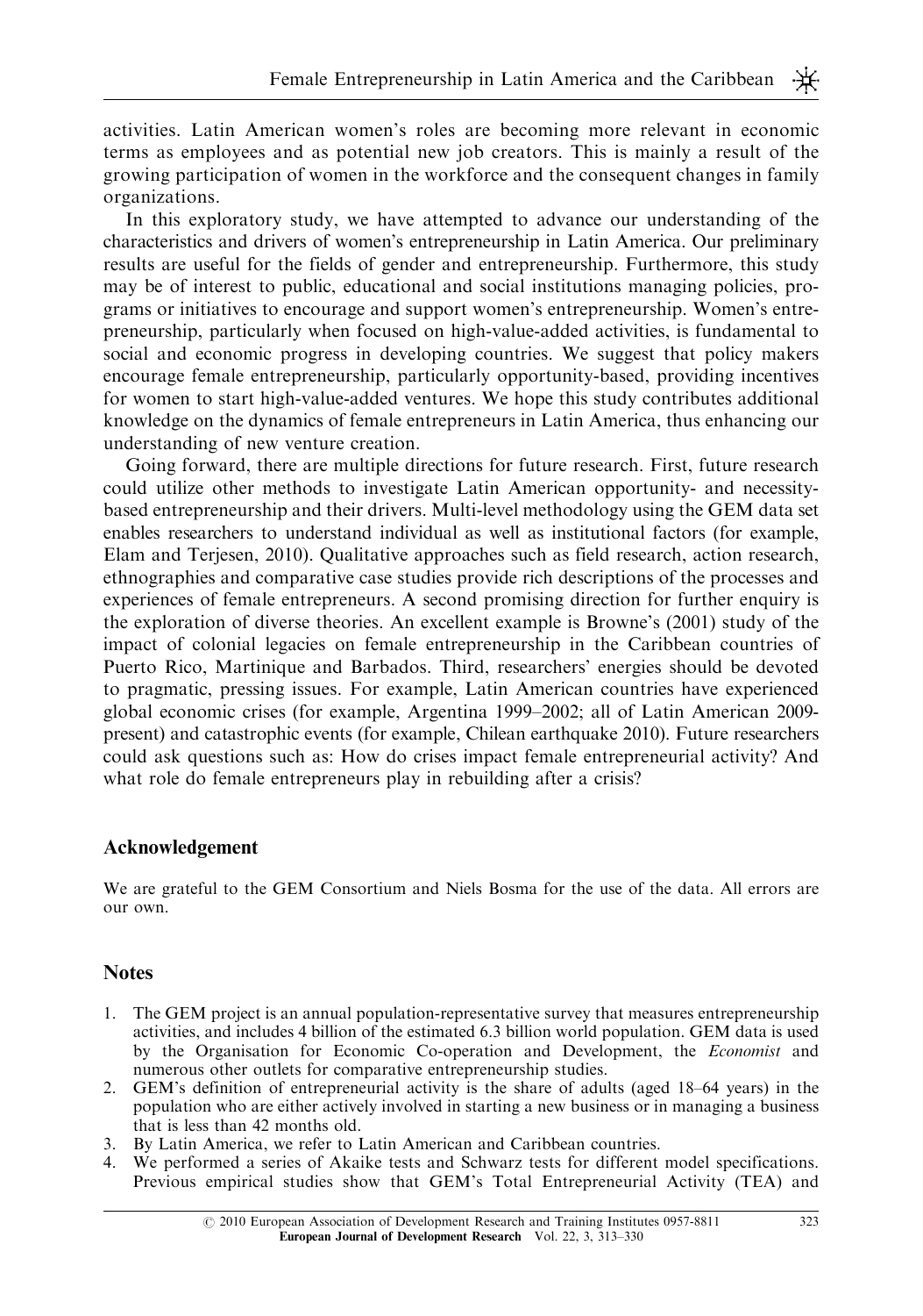activities. Latin American women's roles are becoming more relevant in economic terms as employees and as potential new job creators. This is mainly a result of the growing participation of women in the workforce and the consequent changes in family organizations.

In this exploratory study, we have attempted to advance our understanding of the characteristics and drivers of women's entrepreneurship in Latin America. Our preliminary results are useful for the fields of gender and entrepreneurship. Furthermore, this study may be of interest to public, educational and social institutions managing policies, programs or initiatives to encourage and support women's entrepreneurship. Women's entrepreneurship, particularly when focused on high-value-added activities, is fundamental to social and economic progress in developing countries. We suggest that policy makers encourage female entrepreneurship, particularly opportunity-based, providing incentives for women to start high-value-added ventures. We hope this study contributes additional knowledge on the dynamics of female entrepreneurs in Latin America, thus enhancing our understanding of new venture creation.

Going forward, there are multiple directions for future research. First, future research could utilize other methods to investigate Latin American opportunity- and necessity-based entrepreneurship and their drivers. Multi-level methodology using the GEM data set enables researchers to understand individual as well as institutional factors (for example, Elam and Terjesen, 2010). Qualitative approaches such as field research, action research, ethnographies and comparative case studies provide rich descriptions of the processes and experiences of female entrepreneurs. A second promising direction for further enquiry is the exploration of diverse theories. An excellent example is Browne's (2001) study of the impact of colonial legacies on female entrepreneurship in the Caribbean countries of Puerto Rico, Martinique and Barbados. Third, researchers' energies should be devoted to pragmatic, pressing issues. For example, Latin American countries have experienced global economic crises (for example, Argentina 1999–2002; all of Latin American 2009-present) and catastrophic events (for example, Chilean earthquake 2010). Future researchers could ask questions such as: How do crises impact female entrepreneurial activity? And what role do female entrepreneurs play in rebuilding after a crisis?

## Acknowledgement

We are grateful to the GEM Consortium and Niels Bosma for the use of the data. All errors are our own.

## Notes

1. The GEM project is an annual population-representative survey that measures entrepreneurship activities, and includes 4 billion of the estimated 6.3 billion world population. GEM data is used by the Organisation for Economic Co-operation and Development, the *Economist* and numerous other outlets for comparative entrepreneurship studies.
2. GEM's definition of entrepreneurial activity is the share of adults (aged 18–64 years) in the population who are either actively involved in starting a new business or in managing a business that is less than 42 months old.
3. By Latin America, we refer to Latin American and Caribbean countries.
4. We performed a series of Akaike tests and Schwarz tests for different model specifications. Previous empirical studies show that GEM's Total Entrepreneurial Activity (TEA) and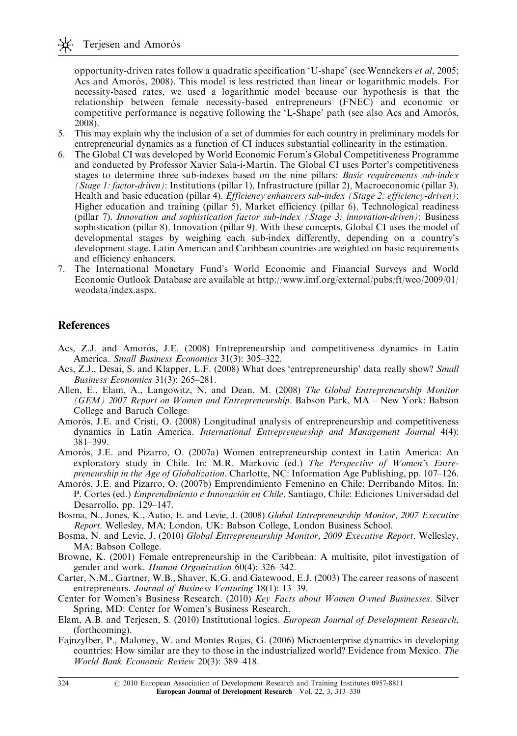opportunity-driven rates follow a quadratic specification 'U-shape' (see Wennekers *et al*, 2005; Acs and Amorós, 2008). This model is less restricted than linear or logarithmic models. For necessity-based rates, we used a logarithmic model because our hypothesis is that the relationship between female necessity-based entrepreneurs (FNEC) and economic or competitive performance is negative following the 'L-Shape' path (see also Acs and Amorós, 2008).

5. This may explain why the inclusion of a set of dummies for each country in preliminary models for entrepreneurial dynamics as a function of CI induces substantial collinearity in the estimation.
6. The Global CI was developed by World Economic Forum's Global Competitiveness Programme and conducted by Professor Xavier Sala-i-Martin. The Global CI uses Porter's competitiveness stages to determine three sub-indexes based on the nine pillars: *Basic requirements sub-index (Stage 1: factor-driven)*: Institutions (pillar 1), Infrastructure (pillar 2), Macroeconomic (pillar 3), Health and basic education (pillar 4). *Efficiency enhancers sub-index (Stage 2: efficiency-driven)*: Higher education and training (pillar 5), Market efficiency (pillar 6), Technological readiness (pillar 7). *Innovation and sophistication factor sub-index (Stage 3: innovation-driven)*: Business sophistication (pillar 8), Innovation (pillar 9). With these concepts, Global CI uses the model of developmental stages by weighing each sub-index differently, depending on a country's development stage. Latin American and Caribbean countries are weighted on basic requirements and efficiency enhancers.
7. The International Monetary Fund's World Economic and Financial Surveys and World Economic Outlook Database are available at http://www.imf.org/external/pubs/ft/weo/2009/01/weodata/index.aspx.

## References

Acs, Z.J. and Amorós, J.E. (2008) Entrepreneurship and competitiveness dynamics in Latin America. *Small Business Economics* 31(3): 305–322.

Acs, Z.J., Desai, S. and Klapper, L.F. (2008) What does 'entrepreneurship' data really show? *Small Business Economics* 31(3): 265–281.

Allen, E., Elam, A., Langowitz, N. and Dean, M. (2008) *The Global Entrepreneurship Monitor (GEM) 2007 Report on Women and Entrepreneurship*. Babson Park, MA – New York: Babson College and Baruch College.

Amorós, J.E. and Cristi, O. (2008) Longitudinal analysis of entrepreneurship and competitiveness dynamics in Latin America. *International Entrepreneurship and Management Journal* 4(4): 381–399.

Amorós, J.E. and Pizarro, O. (2007a) Women entrepreneurship context in Latin America: An exploratory study in Chile. In: M.R. Markovic (ed.) *The Perspective of Women's Entrepreneurship in the Age of Globalization*. Charlotte, NC: Information Age Publishing, pp. 107–126.

Amorós, J.E. and Pizarro, O. (2007b) Emprendimiento Femenino en Chile: Derribando Mitos. In: P. Cortes (ed.) *Emprendimiento e Innovación en Chile*. Santiago, Chile: Ediciones Universidad del Desarrollo, pp. 129–147.

Bosma, N., Jones, K., Autio, E. and Levie, J. (2008) *Global Entrepreneurship Monitor, 2007 Executive Report*. Wellesley, MA; London, UK: Babson College, London Business School.

Bosma, N. and Levie, J. (2010) *Global Entrepreneurship Monitor, 2009 Executive Report*. Wellesley, MA: Babson College.

Browne, K. (2001) Female entrepreneurship in the Caribbean: A multisite, pilot investigation of gender and work. *Human Organization* 60(4): 326–342.

Carter, N.M., Gartner, W.B., Shaver, K.G. and Gatewood, E.J. (2003) The career reasons of nascent entrepreneurs. *Journal of Business Venturing* 18(1): 13–39.

Center for Women's Business Research. (2010) *Key Facts about Women Owned Businesses*. Silver Spring, MD: Center for Women's Business Research.

Elam, A.B. and Terjesen, S. (2010) Institutional logics. *European Journal of Development Research*, (forthcoming).

Fajnzylber, P., Maloney, W. and Montes Rojas, G. (2006) Microenterprise dynamics in developing countries: How similar are they to those in the industrialized world? Evidence from Mexico. *The World Bank Economic Review* 20(3): 389–418.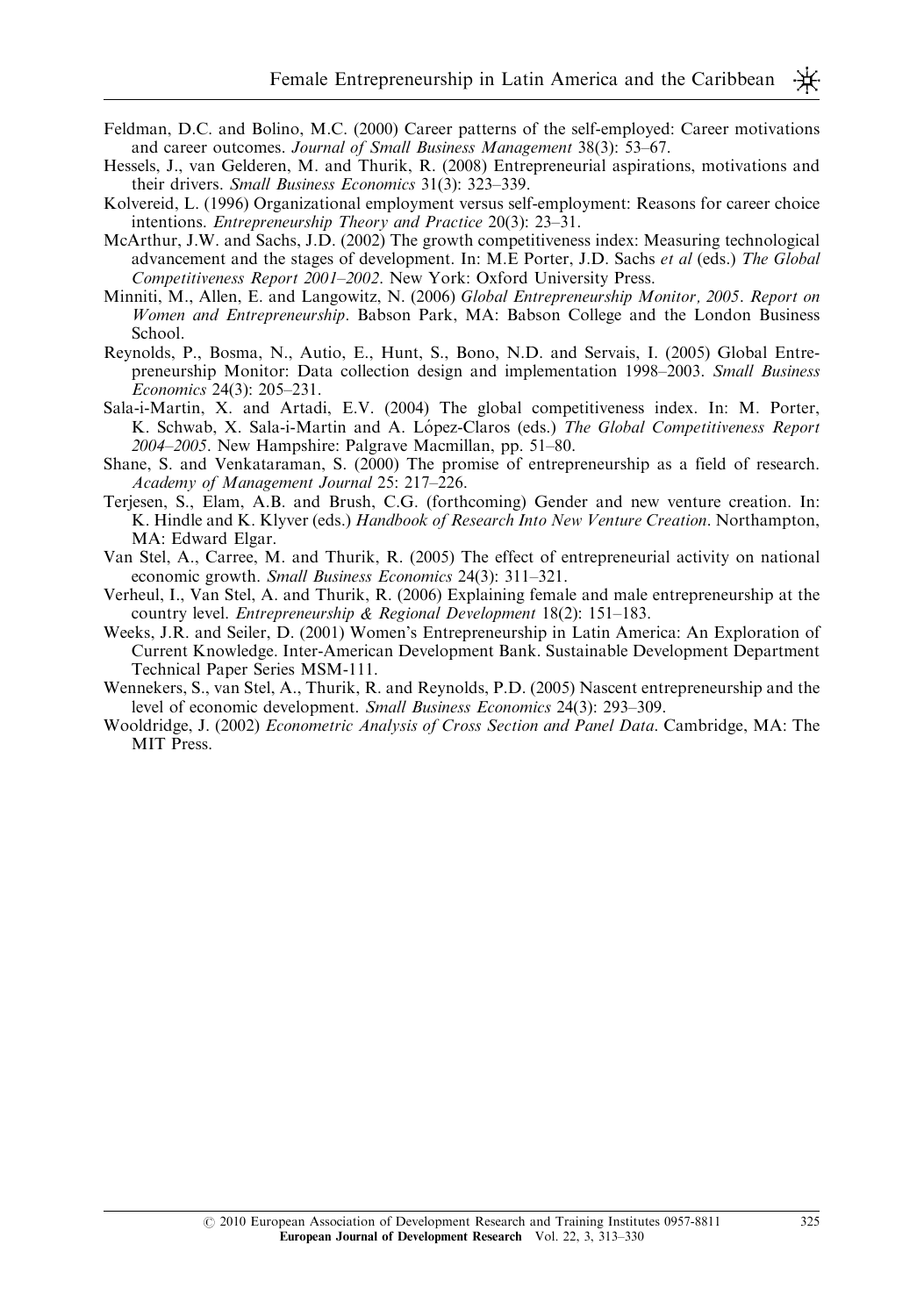Feldman, D.C. and Bolino, M.C. (2000) Career patterns of the self-employed: Career motivations and career outcomes. *Journal of Small Business Management* 38(3): 53–67.

Hessels, J., van Gelderen, M. and Thurik, R. (2008) Entrepreneurial aspirations, motivations and their drivers. *Small Business Economics* 31(3): 323–339.

Kolvereid, L. (1996) Organizational employment versus self-employment: Reasons for career choice intentions. *Entrepreneurship Theory and Practice* 20(3): 23–31.

McArthur, J.W. and Sachs, J.D. (2002) The growth competitiveness index: Measuring technological advancement and the stages of development. In: M.E Porter, J.D. Sachs *et al* (eds.) *The Global Competitiveness Report 2001–2002*. New York: Oxford University Press.

Minniti, M., Allen, E. and Langowitz, N. (2006) *Global Entrepreneurship Monitor, 2005. Report on Women and Entrepreneurship*. Babson Park, MA: Babson College and the London Business School.

Reynolds, P., Bosma, N., Autio, E., Hunt, S., Bono, N.D. and Servais, I. (2005) Global Entrepreneurship Monitor: Data collection design and implementation 1998–2003. *Small Business Economics* 24(3): 205–231.

Sala-i-Martin, X. and Artadi, E.V. (2004) The global competitiveness index. In: M. Porter, K. Schwab, X. Sala-i-Martin and A. López-Claros (eds.) *The Global Competitiveness Report 2004–2005*. New Hampshire: Palgrave Macmillan, pp. 51–80.

Shane, S. and Venkataraman, S. (2000) The promise of entrepreneurship as a field of research. *Academy of Management Journal* 25: 217–226.

Terjesen, S., Elam, A.B. and Brush, C.G. (forthcoming) Gender and new venture creation. In: K. Hindle and K. Klyver (eds.) *Handbook of Research Into New Venture Creation*. Northampton, MA: Edward Elgar.

Van Stel, A., Carree, M. and Thurik, R. (2005) The effect of entrepreneurial activity on national economic growth. *Small Business Economics* 24(3): 311–321.

Verheul, I., Van Stel, A. and Thurik, R. (2006) Explaining female and male entrepreneurship at the country level. *Entrepreneurship & Regional Development* 18(2): 151–183.

Weeks, J.R. and Seiler, D. (2001) Women's Entrepreneurship in Latin America: An Exploration of Current Knowledge. Inter-American Development Bank. Sustainable Development Department Technical Paper Series MSM-111.

Wennekers, S., van Stel, A., Thurik, R. and Reynolds, P.D. (2005) Nascent entrepreneurship and the level of economic development. *Small Business Economics* 24(3): 293–309.

Wooldridge, J. (2002) *Econometric Analysis of Cross Section and Panel Data*. Cambridge, MA: The MIT Press.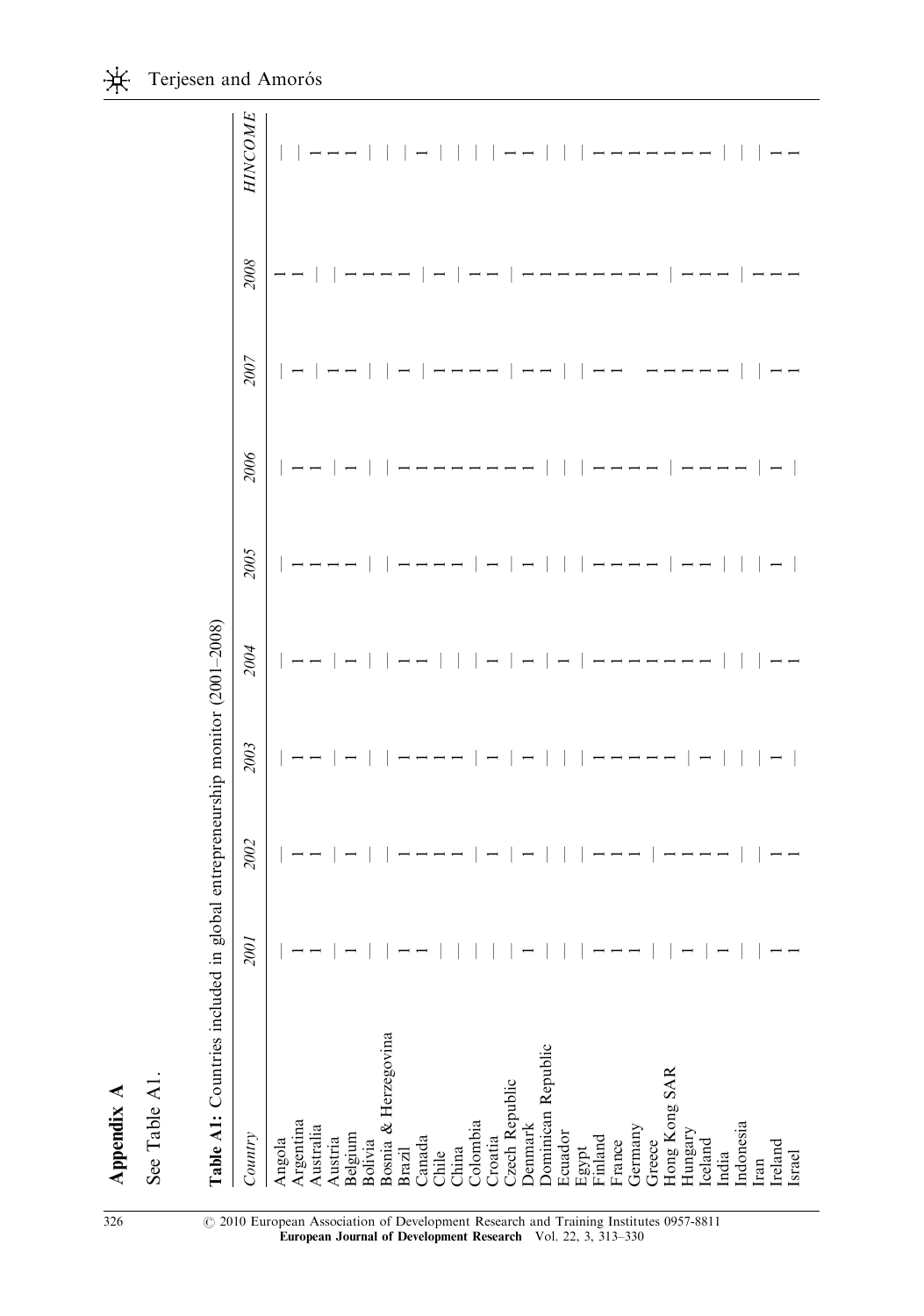## Appendix A

See Table A1.

**Table A1:** Countries included in global entrepreneurship monitor (2001–2008)

| *Country* | *2001* | *2002* | *2003* | *2004* | *2005* | *2006* | *2007* | *2008* | *HINCOME* |
|---|---|---|---|---|---|---|---|---|---|
| Angola | – | – | – | – | – | – | – | 1 | – |
| Argentina | 1 | 1 | 1 | 1 | 1 | 1 | 1 | 1 | – |
| Australia | 1 | 1 | 1 | 1 | 1 | 1 | – | – | 1 |
| Austria | – | – | – | – | 1 | – | 1 | – | 1 |
| Belgium | 1 | 1 | 1 | 1 | 1 | 1 | 1 | 1 | 1 |
| Bolivia | – | – | – | – | – | – | – | 1 | – |
| Bosnia & Herzegovina | – | – | – | – | – | – | – | 1 | – |
| Brazil | 1 | 1 | 1 | 1 | 1 | 1 | 1 | 1 | – |
| Canada | 1 | 1 | 1 | 1 | 1 | 1 | – | – | 1 |
| Chile | – | 1 | 1 | – | 1 | 1 | 1 | 1 | – |
| China | – | 1 | 1 | – | 1 | 1 | 1 | – | – |
| Colombia | – | – | – | – | – | 1 | 1 | 1 | – |
| Croatia | – | 1 | 1 | 1 | 1 | 1 | 1 | 1 | – |
| Czech Republic | – | – | – | – | – | 1 | – | – | 1 |
| Denmark | 1 | 1 | 1 | 1 | 1 | 1 | 1 | 1 | 1 |
| Dominican Republic | – | – | – | – | – | – | 1 | 1 | – |
| Ecuador | – | – | – | 1 | – | – | – | 1 | – |
| Egypt | – | – | – | – | – | – | – | 1 | – |
| Finland | 1 | 1 | 1 | 1 | 1 | 1 | 1 | 1 | 1 |
| France | 1 | 1 | 1 | 1 | 1 | 1 | 1 | 1 | 1 |
| Germany | 1 | 1 | 1 | 1 | 1 | 1 | | 1 | 1 |
| Greece | – | – | 1 | 1 | 1 | 1 | 1 | 1 | 1 |
| Hong Kong SAR | – | 1 | 1 | 1 | – | – | 1 | – | 1 |
| Hungary | 1 | 1 | – | 1 | 1 | 1 | 1 | 1 | 1 |
| Iceland | – | 1 | 1 | 1 | 1 | 1 | 1 | 1 | 1 |
| India | 1 | 1 | – | – | – | 1 | 1 | 1 | – |
| Indonesia | – | – | – | – | – | 1 | – | – | – |
| Iran | – | – | – | – | – | – | – | 1 | – |
| Ireland | 1 | 1 | 1 | 1 | 1 | 1 | 1 | 1 | 1 |
| Israel | 1 | 1 | – | 1 | – | – | 1 | 1 | 1 |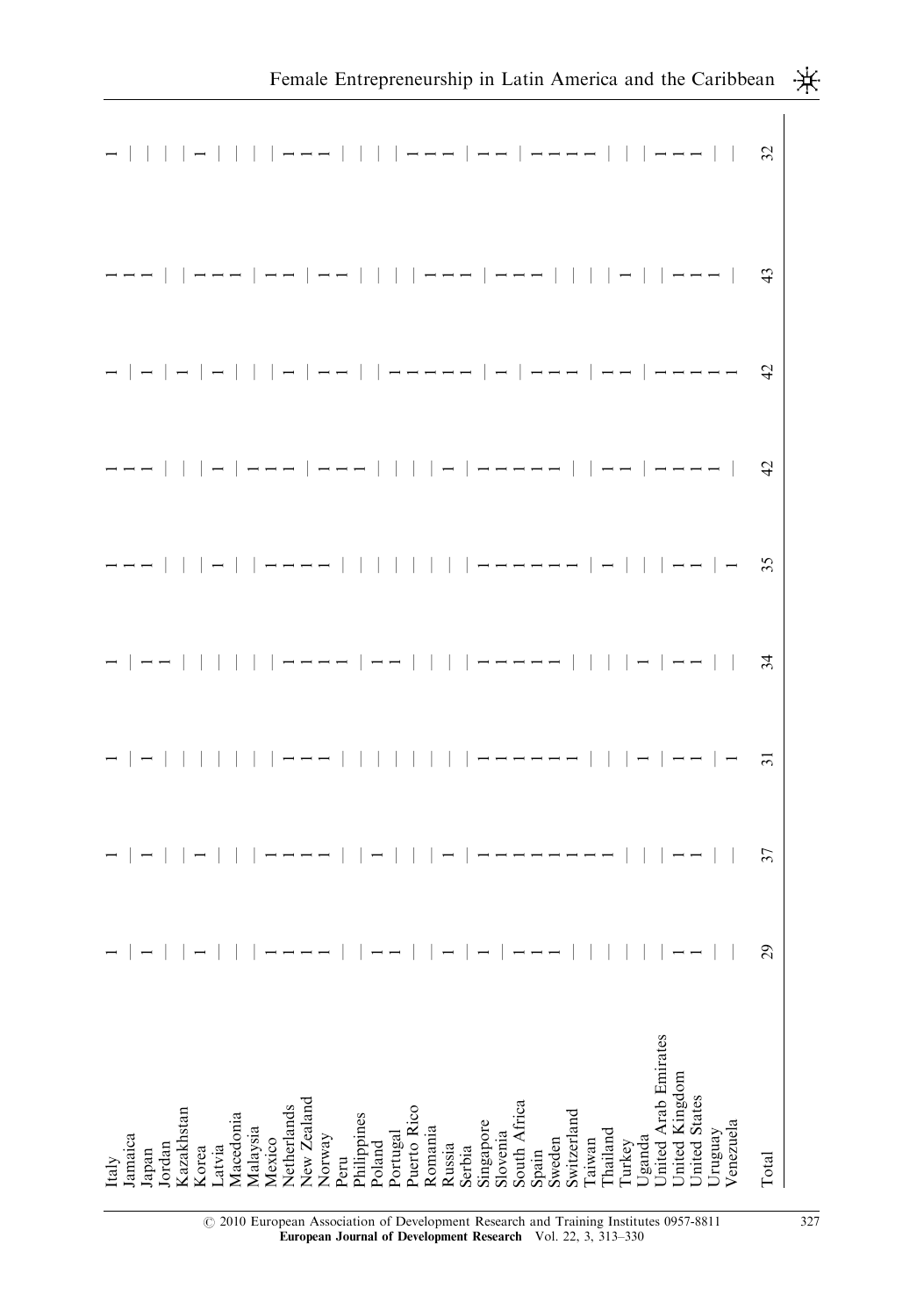| | | | | | | | | | |
|---|---|---|---|---|---|---|---|---|---|
| Italy | 1 | 1 | 1 | 1 | 1 | 1 | 1 | 1 | 1 |
| Jamaica | — | — | — | — | 1 | 1 | — | 1 | — |
| Japan | 1 | 1 | 1 | 1 | 1 | 1 | 1 | 1 | — |
| Jordan | — | — | — | 1 | — | — | — | — | — |
| Kazakhstan | — | — | — | — | — | — | 1 | — | — |
| Korea | 1 | 1 | — | — | 1 | 1 | — | 1 | 1 |
| Latvia | — | — | — | — | — | — | 1 | 1 | — |
| Macedonia | — | — | — | — | — | 1 | — | 1 | — |
| Malaysia | — | — | — | — | — | 1 | — | — | — |
| Mexico | 1 | 1 | — | — | 1 | 1 | 1 | 1 | — |
| Netherlands | 1 | 1 | 1 | 1 | 1 | — | — | 1 | 1 |
| New Zealand | 1 | 1 | 1 | 1 | 1 | 1 | 1 | — | 1 |
| Norway | 1 | 1 | 1 | 1 | 1 | 1 | 1 | 1 | 1 |
| Peru | — | — | — | 1 | — | 1 | — | 1 | — |
| Philippines | — | — | — | — | — | — | — | — | — |
| Poland | 1 | 1 | — | 1 | — | — | 1 | — | — |
| Portugal | 1 | — | — | 1 | — | — | 1 | — | — |
| Puerto Rico | — | — | — | — | — | — | 1 | — | 1 |
| Romania | — | — | — | — | — | 1 | 1 | 1 | 1 |
| Russia | 1 | 1 | — | — | — | — | 1 | 1 | 1 |
| Serbia | — | — | — | — | — | 1 | — | 1 | — |
| Singapore | 1 | 1 | 1 | 1 | 1 | 1 | 1 | — | 1 |
| Slovenia | — | 1 | 1 | 1 | 1 | 1 | — | 1 | 1 |
| South Africa | 1 | 1 | 1 | 1 | 1 | 1 | 1 | 1 | — |
| Spain | 1 | 1 | 1 | 1 | 1 | 1 | 1 | 1 | 1 |
| Sweden | 1 | 1 | 1 | 1 | 1 | — | 1 | — | 1 |
| Switzerland | — | 1 | 1 | 1 | 1 | — | — | — | 1 |
| Taiwan | — | 1 | 1 | — | — | 1 | 1 | — | 1 |
| Thailand | — | 1 | — | — | 1 | 1 | 1 | — | — |
| Turkey | — | 1 | — | — | — | — | — | 1 | — |
| Uganda | — | — | 1 | 1 | — | 1 | 1 | — | — |
| United Arab Emirates | — | — | — | — | — | 1 | 1 | — | 1 |
| United Kingdom | 1 | 1 | 1 | 1 | 1 | 1 | 1 | 1 | 1 |
| United States | 1 | 1 | 1 | 1 | 1 | 1 | 1 | 1 | 1 |
| Uruguay | — | — | — | — | — | 1 | 1 | 1 | — |
| Venezuela | — | — | 1 | — | 1 | — | 1 | — | — |
| Total | 29 | 37 | 31 | 34 | 35 | 42 | 42 | 43 | 32 |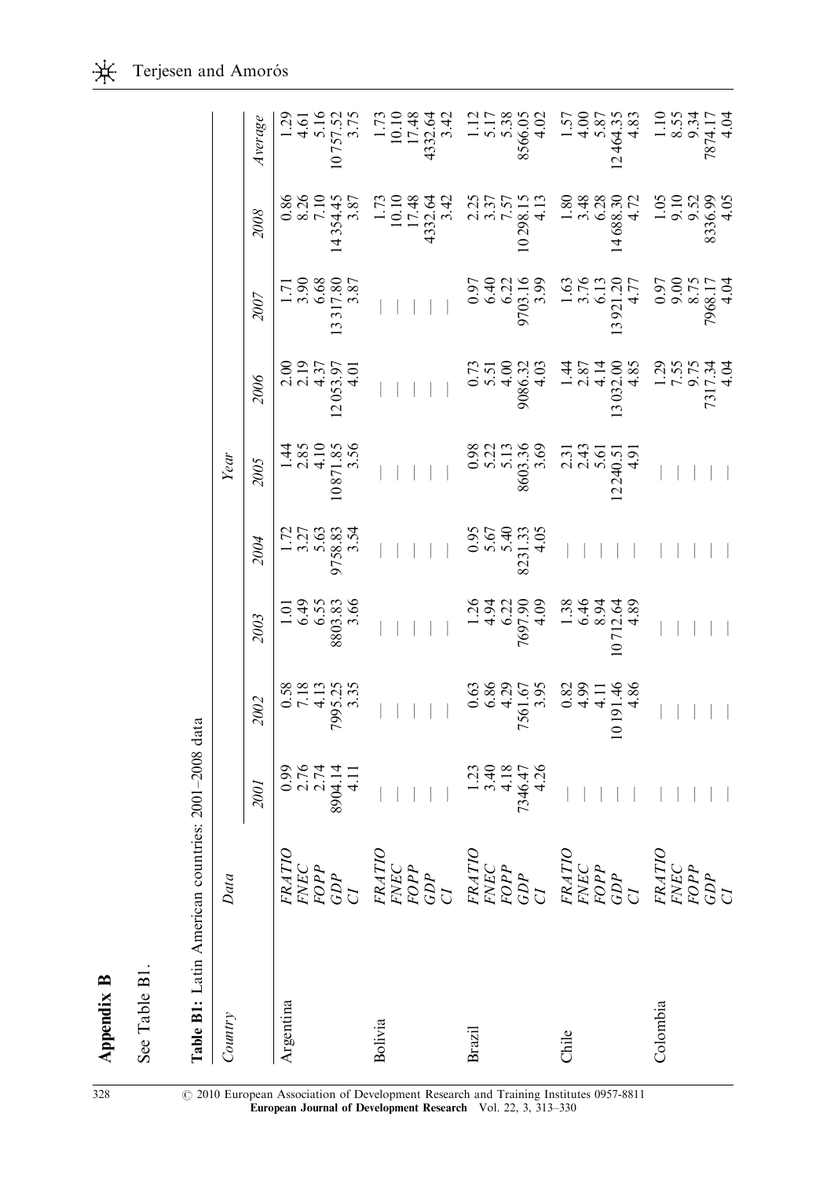# Appendix B

See Table B1.

**Table B1:** Latin American countries: 2001–2008 data

| Country | Data | Year | | | | | | | | |
|---|---|---|---|---|---|---|---|---|---|---|
| | | 2001 | 2002 | 2003 | 2004 | 2005 | 2006 | 2007 | 2008 | Average |
| Argentina | FRATIO | 0.99 | 0.58 | 1.01 | 1.72 | 1.44 | 2.00 | 1.71 | 0.86 | 1.29 |
| | FNEC | 2.76 | 7.18 | 6.49 | 3.27 | 2.85 | 2.19 | 3.90 | 8.26 | 4.61 |
| | FOPP | 2.74 | 4.13 | 6.55 | 5.63 | 4.10 | 4.37 | 6.68 | 7.10 | 5.16 |
| | GDP | 8904.14 | 7995.25 | 8803.83 | 9758.83 | 10871.85 | 12053.97 | 13317.80 | 14354.45 | 10757.52 |
| | CI | 4.11 | 3.35 | 3.66 | 3.54 | 3.56 | 4.01 | 3.87 | 3.87 | 3.75 |
| Bolivia | FRATIO | — | — | — | — | — | — | — | 1.73 | 1.73 |
| | FNEC | — | — | — | — | — | — | — | 10.10 | 10.10 |
| | FOPP | — | — | — | — | — | — | — | 17.48 | 17.48 |
| | GDP | — | — | — | — | — | — | — | 4332.64 | 4332.64 |
| | CI | — | — | — | — | — | — | — | 3.42 | 3.42 |
| Brazil | FRATIO | 1.23 | 0.63 | 1.26 | 0.95 | 0.98 | 0.73 | 0.97 | 2.25 | 1.12 |
| | FNEC | 3.40 | 6.86 | 4.94 | 5.67 | 5.22 | 5.51 | 6.40 | 3.37 | 5.17 |
| | FOPP | 4.18 | 4.29 | 6.22 | 5.40 | 5.13 | 4.00 | 6.22 | 7.57 | 5.38 |
| | GDP | 7346.47 | 7561.67 | 7697.90 | 8231.33 | 8603.36 | 9086.32 | 9703.16 | 10298.15 | 8566.05 |
| | CI | 4.26 | 3.95 | 4.09 | 4.05 | 3.69 | 4.03 | 3.99 | 4.13 | 4.02 |
| Chile | FRATIO | — | 0.82 | 1.38 | — | 2.31 | 1.44 | 1.63 | 1.80 | 1.57 |
| | FNEC | — | 4.99 | 6.46 | — | 2.43 | 2.87 | 3.76 | 3.48 | 4.00 |
| | FOPP | — | 4.11 | 8.94 | — | 5.61 | 4.14 | 6.13 | 6.28 | 5.87 |
| | GDP | — | 10191.46 | 10712.64 | — | 12240.51 | 13032.00 | 13921.20 | 14688.30 | 12464.35 |
| | CI | — | 4.86 | 4.89 | — | 4.91 | 4.85 | 4.77 | 4.72 | 4.83 |
| Colombia | FRATIO | — | — | — | — | — | 1.29 | 0.97 | 1.05 | 1.10 |
| | FNEC | — | — | — | — | — | 7.55 | 9.00 | 9.10 | 8.55 |
| | FOPP | — | — | — | — | — | 9.75 | 8.75 | 9.52 | 9.34 |
| | GDP | — | — | — | — | — | 7317.34 | 7968.17 | 8336.99 | 7874.17 |
| | CI | — | — | — | — | — | 4.04 | 4.04 | 4.05 | 4.04 |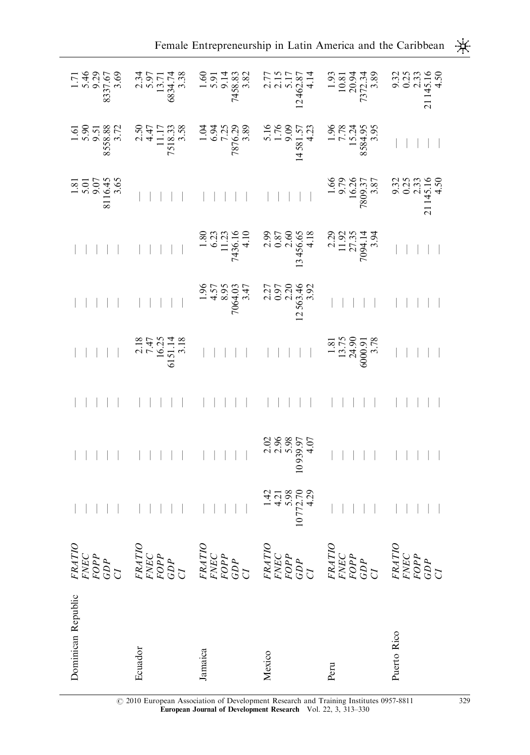| | | | | | | | | | | |
|---|---|---|---|---|---|---|---|---|---|---|
| Dominican Republic | *FRATIO* | — | — | — | — | — | — | 1.81 | 1.61 | 1.71 |
| | *FNEC* | — | — | — | — | — | — | 5.01 | 5.90 | 5.46 |
| | *FOPP* | — | — | — | — | — | — | 9.07 | 9.51 | 9.29 |
| | *GDP* | — | — | — | — | — | — | 8116.45 | 8558.88 | 8337.67 |
| | *CI* | — | — | — | — | — | — | 3.65 | 3.72 | 3.69 |
| Ecuador | *FRATIO* | — | — | — | 2.18 | — | — | — | 2.50 | 2.34 |
| | *FNEC* | — | — | — | 7.47 | — | — | — | 4.47 | 5.97 |
| | *FOPP* | — | — | — | 16.25 | — | — | — | 11.17 | 13.71 |
| | *GDP* | — | — | — | 6151.14 | — | — | — | 7518.33 | 6834.74 |
| | *CI* | — | — | — | 3.18 | — | — | — | 3.58 | 3.38 |
| Jamaica | *FRATIO* | — | — | — | — | 1.96 | 1.80 | — | 1.04 | 1.60 |
| | *FNEC* | — | — | — | — | 4.57 | 6.23 | — | 6.94 | 5.91 |
| | *FOPP* | — | — | — | — | 8.95 | 11.23 | — | 7.25 | 9.14 |
| | *GDP* | — | — | — | — | 7064.03 | 7436.16 | — | 7876.29 | 7458.83 |
| | *CI* | — | — | — | — | 3.47 | 4.10 | — | 3.89 | 3.82 |
| Mexico | *FRATIO* | 1.42 | 2.02 | — | — | 2.27 | 2.99 | — | 5.16 | 2.77 |
| | *FNEC* | 4.21 | 2.96 | — | — | 0.97 | 0.87 | — | 1.76 | 2.15 |
| | *FOPP* | 5.98 | 5.98 | — | — | 2.20 | 2.60 | — | 9.09 | 5.17 |
| | *GDP* | 10772.70 | 10939.97 | — | — | 12563.46 | 13456.65 | — | 14581.57 | 12462.87 |
| | *CI* | 4.29 | 4.07 | — | — | 3.92 | 4.18 | — | 4.23 | 4.14 |
| Peru | *FRATIO* | — | — | — | 1.81 | — | 2.29 | 1.66 | 1.96 | 1.93 |
| | *FNEC* | — | — | — | 13.75 | — | 11.92 | 9.79 | 7.78 | 10.81 |
| | *FOPP* | — | — | — | 24.90 | — | 27.35 | 16.26 | 15.24 | 20.94 |
| | *GDP* | — | — | — | 6000.91 | — | 7094.14 | 7809.37 | 8584.95 | 7372.34 |
| | *CI* | — | — | — | 3.78 | — | 3.94 | 3.87 | 3.95 | 3.89 |
| Puerto Rico | *FRATIO* | — | — | — | — | — | — | 9.32 | — | 9.32 |
| | *FNEC* | — | — | — | — | — | — | 0.25 | — | 0.25 |
| | *FOPP* | — | — | — | — | — | — | 2.33 | — | 2.33 |
| | *GDP* | — | — | — | — | — | — | 21145.16 | — | 21145.16 |
| | *CI* | — | — | — | — | — | — | 4.50 | — | 4.50 |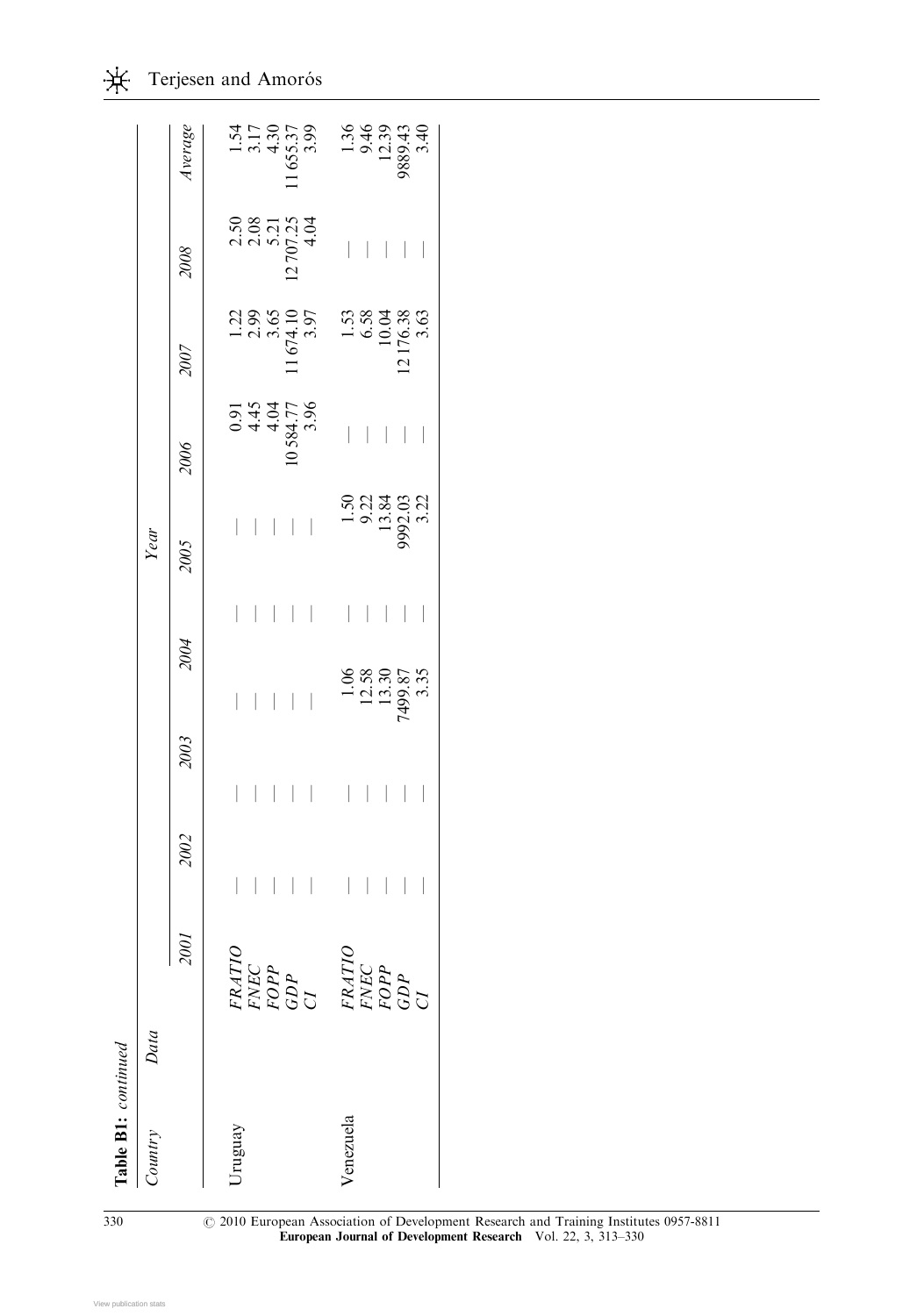**Table B1:** *continued*

| *Country* | *Data* | *Year* | | | | | | | | |
|---|---|---|---|---|---|---|---|---|---|---|
| | | *2001* | *2002* | *2003* | *2004* | *2005* | *2006* | *2007* | *2008* | *Average* |
| Uruguay | *FRATIO* | — | — | — | — | — | 0.91 | 1.22 | 2.50 | 1.54 |
| | *FNEC* | — | — | — | — | — | 4.45 | 2.99 | 2.08 | 3.17 |
| | *FOPP* | — | — | — | — | — | 4.04 | 3.65 | 5.21 | 4.30 |
| | *GDP* | — | — | — | — | — | 10 584.77 | 11 674.10 | 12 707.25 | 11 655.37 |
| | *CI* | — | — | — | — | — | 3.96 | 3.97 | 4.04 | 3.99 |
| Venezuela | *FRATIO* | — | — | — | 1.06 | 1.50 | — | 1.53 | — | 1.36 |
| | *FNEC* | — | — | — | 12.58 | 9.22 | — | 6.58 | — | 9.46 |
| | *FOPP* | — | — | — | 13.30 | 13.84 | — | 10.04 | — | 12.39 |
| | *GDP* | — | — | — | 7499.87 | 9992.03 | — | 12 176.38 | — | 9889.43 |
| | *CI* | — | — | — | 3.35 | 3.22 | — | 3.63 | — | 3.40 |